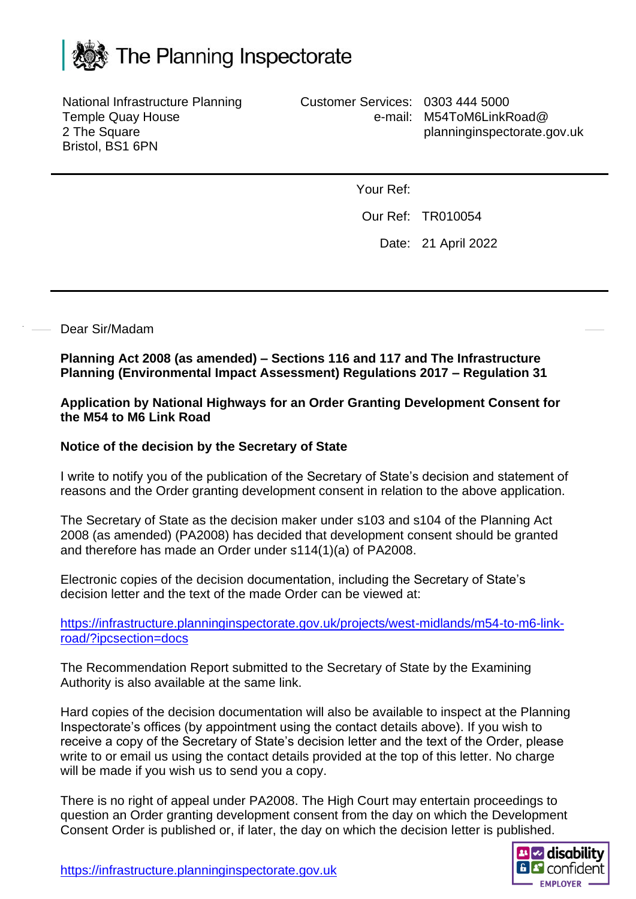# The Planning Inspectorate

National Infrastructure Planning
Temple Quay House
2 The Square
Bristol, BS1 6PN

Customer Services: 0303 444 5000
e-mail: M54ToM6LinkRoad@planninginspectorate.gov.uk

Your Ref:

Our Ref: TR010054

Date: 21 April 2022

Dear Sir/Madam

**Planning Act 2008 (as amended) – Sections 116 and 117 and The Infrastructure Planning (Environmental Impact Assessment) Regulations 2017 – Regulation 31**

**Application by National Highways for an Order Granting Development Consent for the M54 to M6 Link Road**

**Notice of the decision by the Secretary of State**

I write to notify you of the publication of the Secretary of State's decision and statement of reasons and the Order granting development consent in relation to the above application.

The Secretary of State as the decision maker under s103 and s104 of the Planning Act 2008 (as amended) (PA2008) has decided that development consent should be granted and therefore has made an Order under s114(1)(a) of PA2008.

Electronic copies of the decision documentation, including the Secretary of State's decision letter and the text of the made Order can be viewed at:

https://infrastructure.planninginspectorate.gov.uk/projects/west-midlands/m54-to-m6-link-road/?ipcsection=docs

The Recommendation Report submitted to the Secretary of State by the Examining Authority is also available at the same link.

Hard copies of the decision documentation will also be available to inspect at the Planning Inspectorate's offices (by appointment using the contact details above). If you wish to receive a copy of the Secretary of State's decision letter and the text of the Order, please write to or email us using the contact details provided at the top of this letter. No charge will be made if you wish us to send you a copy.

There is no right of appeal under PA2008. The High Court may entertain proceedings to question an Order granting development consent from the day on which the Development Consent Order is published or, if later, the day on which the decision letter is published.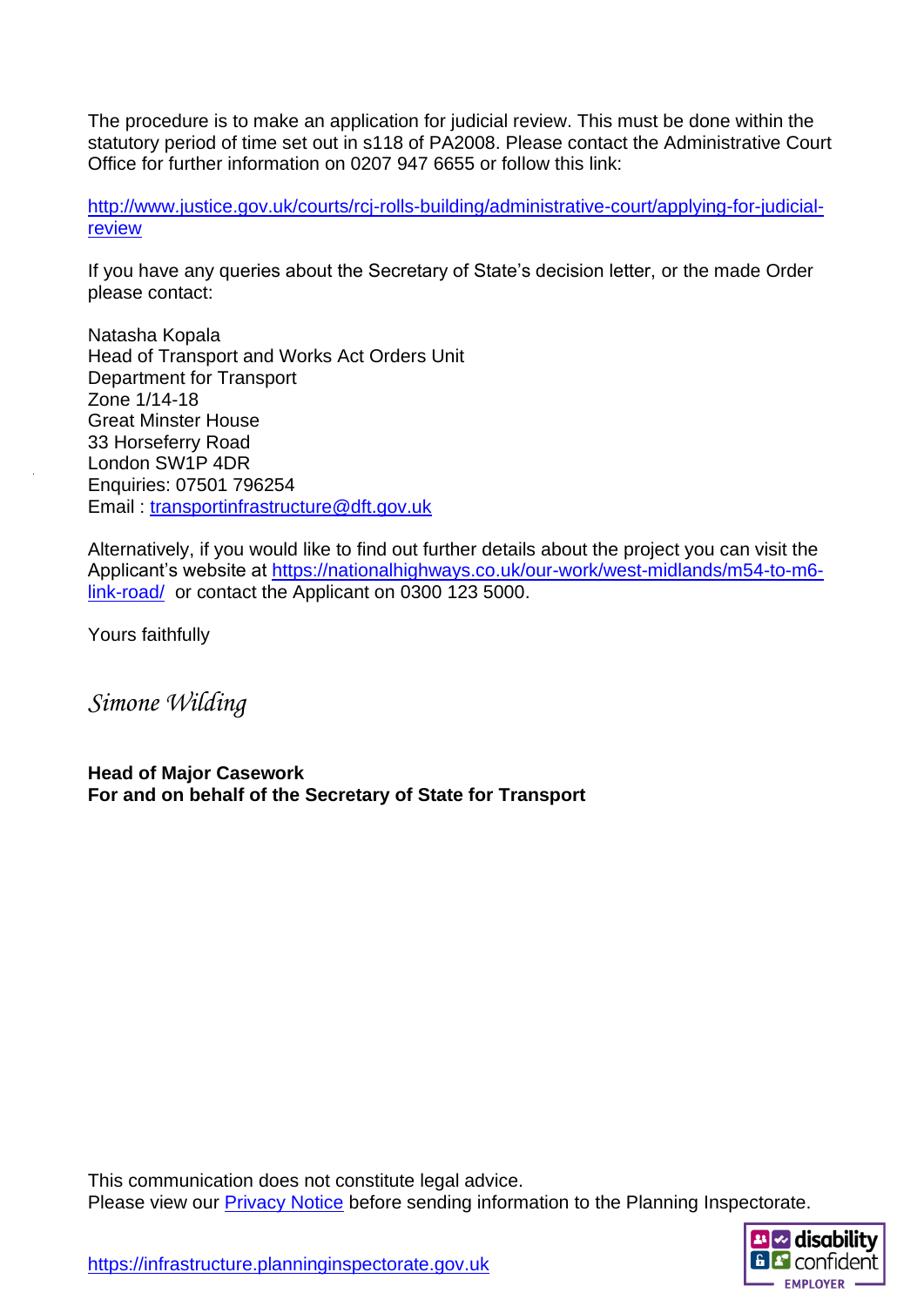The procedure is to make an application for judicial review. This must be done within the statutory period of time set out in s118 of PA2008. Please contact the Administrative Court Office for further information on 0207 947 6655 or follow this link:

http://www.justice.gov.uk/courts/rcj-rolls-building/administrative-court/applying-for-judicial-review

If you have any queries about the Secretary of State's decision letter, or the made Order please contact:

Natasha Kopala
Head of Transport and Works Act Orders Unit
Department for Transport
Zone 1/14-18
Great Minster House
33 Horseferry Road
London SW1P 4DR
Enquiries: 07501 796254
Email : transportinfrastructure@dft.gov.uk

Alternatively, if you would like to find out further details about the project you can visit the Applicant's website at https://nationalhighways.co.uk/our-work/west-midlands/m54-to-m6-link-road/ or contact the Applicant on 0300 123 5000.

Yours faithfully

*Simone Wilding*

**Head of Major Casework**
**For and on behalf of the Secretary of State for Transport**

This communication does not constitute legal advice.
Please view our Privacy Notice before sending information to the Planning Inspectorate.

https://infrastructure.planninginspectorate.gov.uk